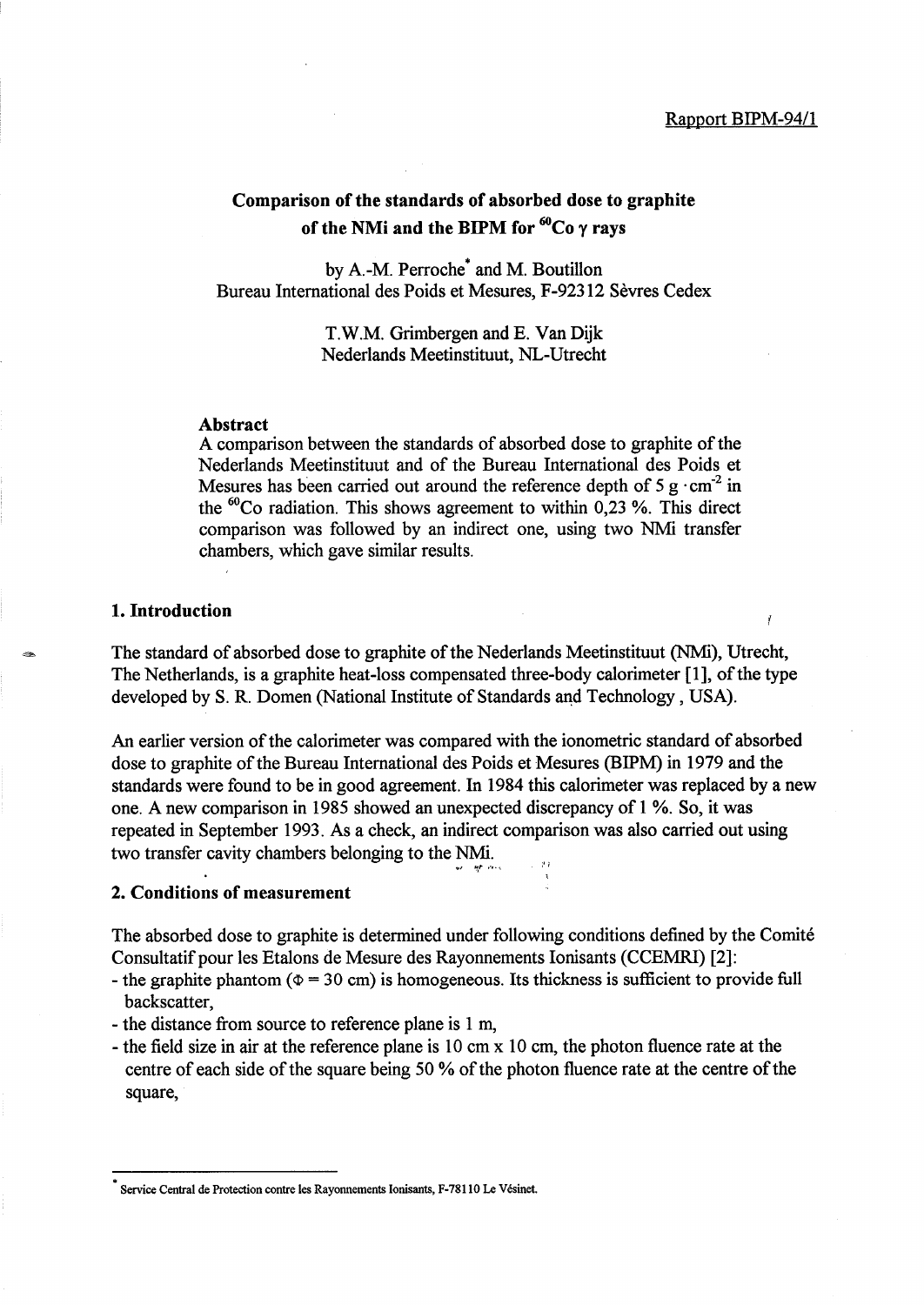Rapport BIPM-94/1

# Comparison of the standards of absorbed dose to graphite of the NMi and the BIPM for $^{60}$Co $\gamma$ rays

by A.-M. Perroche* and M. Boutillon
Bureau International des Poids et Mesures, F-92312 Sèvres Cedex

T.W.M. Grimbergen and E. Van Dijk
Nederlands Meetinstituut, NL-Utrecht

### Abstract

A comparison between the standards of absorbed dose to graphite of the Nederlands Meetinstituut and of the Bureau International des Poids et Mesures has been carried out around the reference depth of 5 $g \cdot cm^{-2}$ in the $^{60}$Co radiation. This shows agreement to within 0,23 %. This direct comparison was followed by an indirect one, using two NMi transfer chambers, which gave similar results.

## 1. Introduction

The standard of absorbed dose to graphite of the Nederlands Meetinstituut (NMi), Utrecht, The Netherlands, is a graphite heat-loss compensated three-body calorimeter [1], of the type developed by S. R. Domen (National Institute of Standards and Technology, USA).

An earlier version of the calorimeter was compared with the ionometric standard of absorbed dose to graphite of the Bureau International des Poids et Mesures (BIPM) in 1979 and the standards were found to be in good agreement. In 1984 this calorimeter was replaced by a new one. A new comparison in 1985 showed an unexpected discrepancy of 1 %. So, it was repeated in September 1993. As a check, an indirect comparison was also carried out using two transfer cavity chambers belonging to the NMi.

## 2. Conditions of measurement

The absorbed dose to graphite is determined under following conditions defined by the Comité Consultatif pour les Etalons de Mesure des Rayonnements Ionisants (CCEMRI) [2]:

- the graphite phantom ($\Phi$ = 30 cm) is homogeneous. Its thickness is sufficient to provide full backscatter,
- the distance from source to reference plane is 1 m,
- the field size in air at the reference plane is 10 cm x 10 cm, the photon fluence rate at the centre of each side of the square being 50 % of the photon fluence rate at the centre of the square,

\* Service Central de Protection contre les Rayonnements Ionisants, F-78110 Le Vésinet.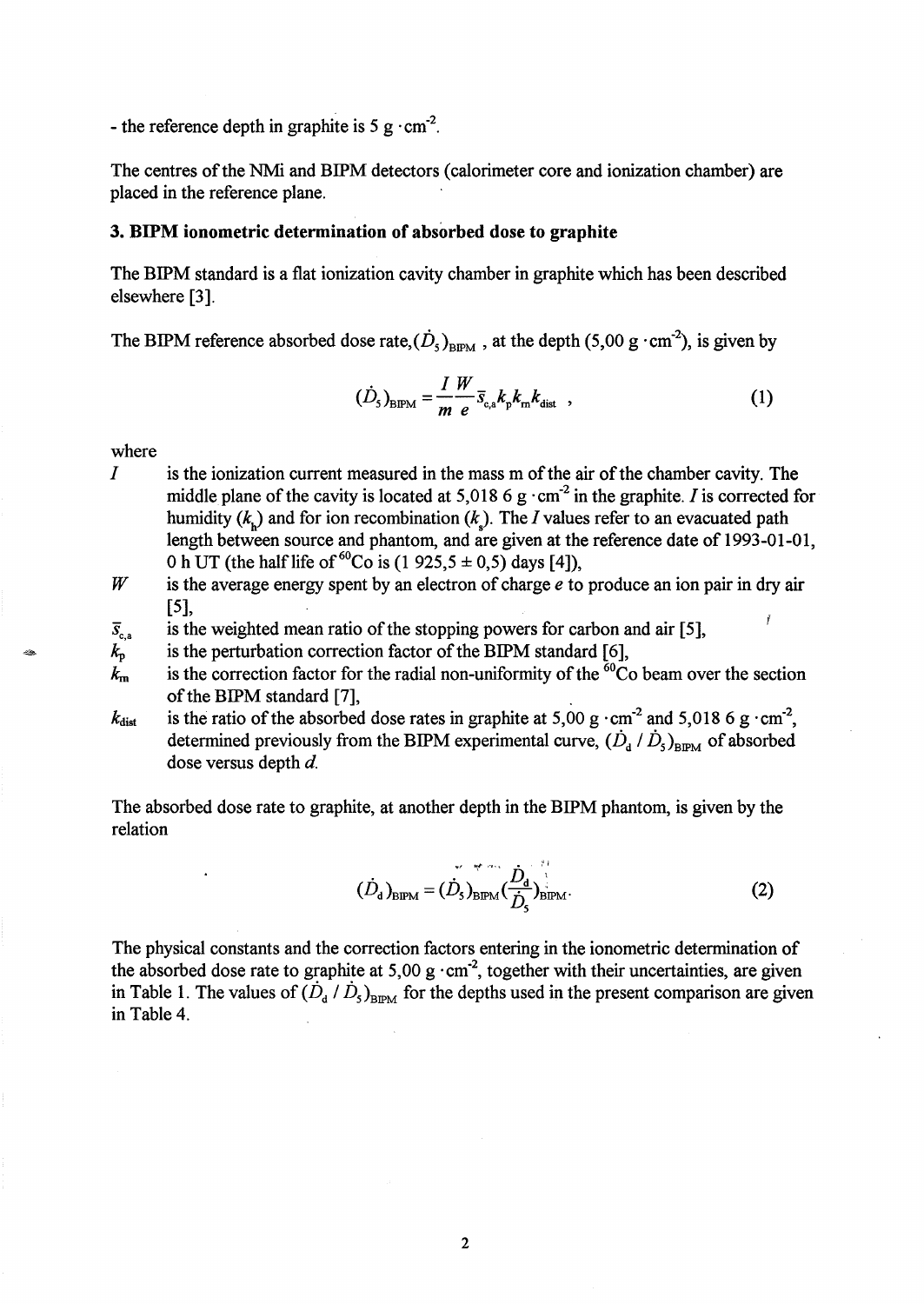- the reference depth in graphite is 5 $g \cdot cm^{-2}$.

The centres of the NMi and BIPM detectors (calorimeter core and ionization chamber) are placed in the reference plane.

### 3. BIPM ionometric determination of absorbed dose to graphite

The BIPM standard is a flat ionization cavity chamber in graphite which has been described elsewhere [3].

The BIPM reference absorbed dose rate, $(\dot{D}_5)_{\mathrm{BIPM}}$, at the depth (5,00 $g \cdot cm^{-2}$), is given by

$$(\dot{D}_5)_{\mathrm{BIPM}} = \frac{I}{m}\frac{W}{e}\bar{s}_{\mathrm{c,a}}k_{\mathrm{p}}k_{\mathrm{m}}k_{\mathrm{dist}} \;, \tag{1}$$

where

- $I$ is the ionization current measured in the mass m of the air of the chamber cavity. The middle plane of the cavity is located at 5,018 6 $g \cdot cm^{-2}$ in the graphite. $I$ is corrected for humidity ($k_{\mathrm{h}}$) and for ion recombination ($k_{\mathrm{s}}$). The $I$ values refer to an evacuated path length between source and phantom, and are given at the reference date of 1993-01-01, 0 h UT (the half life of $^{60}$Co is (1 925,5 ± 0,5) days [4]),
- $W$ is the average energy spent by an electron of charge $e$ to produce an ion pair in dry air [5],
- $\bar{s}_{\mathrm{c,a}}$ is the weighted mean ratio of the stopping powers for carbon and air [5],
- $k_{\mathrm{p}}$ is the perturbation correction factor of the BIPM standard [6],
- $k_{\mathrm{m}}$ is the correction factor for the radial non-uniformity of the $^{60}$Co beam over the section of the BIPM standard [7],
- $k_{\mathrm{dist}}$ is the ratio of the absorbed dose rates in graphite at 5,00 $g \cdot cm^{-2}$ and 5,018 6 $g \cdot cm^{-2}$, determined previously from the BIPM experimental curve, $(\dot{D}_{\mathrm{d}} / \dot{D}_5)_{\mathrm{BIPM}}$ of absorbed dose versus depth $d$.

The absorbed dose rate to graphite, at another depth in the BIPM phantom, is given by the relation

$$(\dot{D}_{\mathrm{d}})_{\mathrm{BIPM}} = (\dot{D}_5)_{\mathrm{BIPM}}\left(\frac{\dot{D}_{\mathrm{d}}}{\dot{D}_5}\right)_{\mathrm{BIPM}}. \tag{2}$$

The physical constants and the correction factors entering in the ionometric determination of the absorbed dose rate to graphite at 5,00 $g \cdot cm^{-2}$, together with their uncertainties, are given in Table 1. The values of $(\dot{D}_{\mathrm{d}} / \dot{D}_5)_{\mathrm{BIPM}}$ for the depths used in the present comparison are given in Table 4.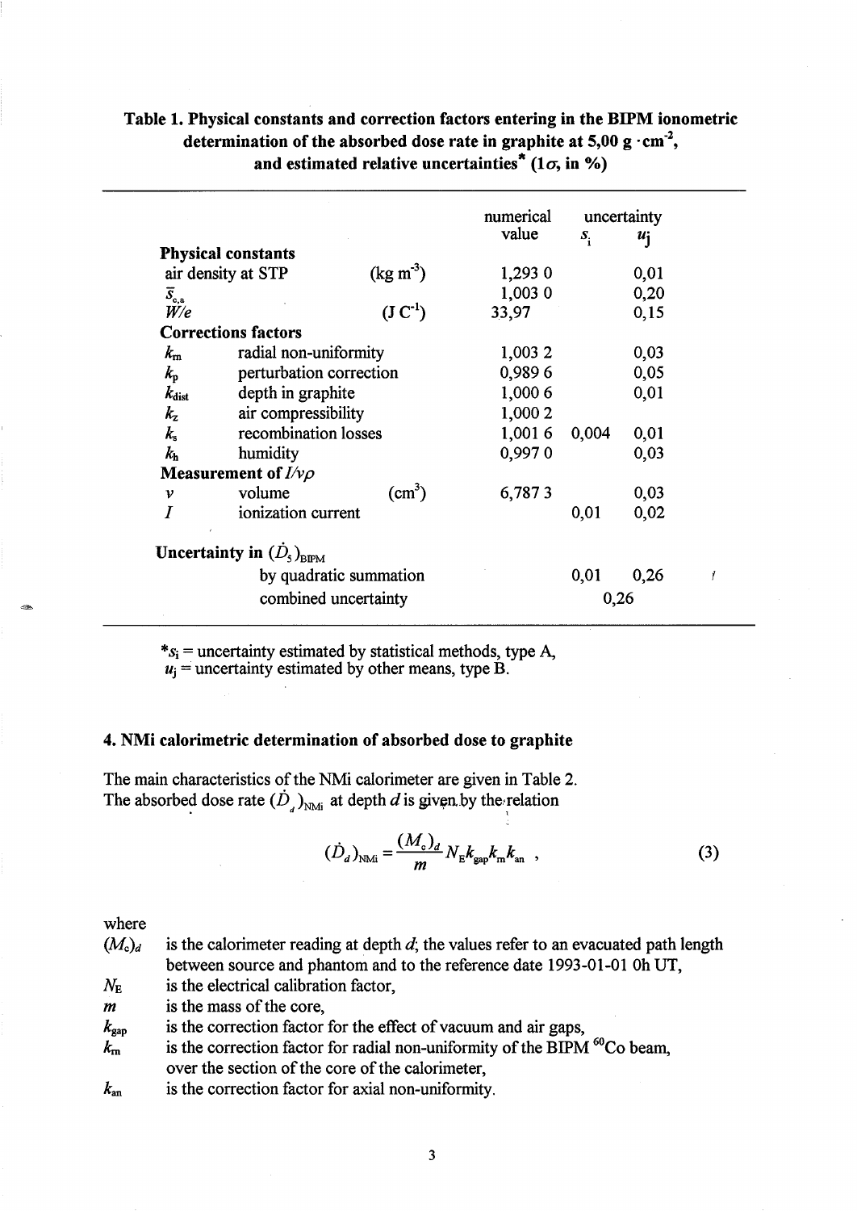**Table 1. Physical constants and correction factors entering in the BIPM ionometric determination of the absorbed dose rate in graphite at 5,00 g · cm$^{-2}$, and estimated relative uncertainties* (1$\sigma$, in %)**

| | | | numerical value | uncertainty $s_i$ | uncertainty $u_j$ |
|---|---|---|---|---|---|
| **Physical constants** | | | | | |
| air density at STP | | (kg m$^{-3}$) | 1,293 0 | | 0,01 |
| $\bar{s}_{c,a}$ | | | 1,003 0 | | 0,20 |
| $W/e$ | | (J C$^{-1}$) | 33,97 | | 0,15 |
| **Corrections factors** | | | | | |
| $k_m$ | radial non-uniformity | | 1,003 2 | | 0,03 |
| $k_p$ | perturbation correction | | 0,989 6 | | 0,05 |
| $k_{dist}$ | depth in graphite | | 1,000 6 | | 0,01 |
| $k_z$ | air compressibility | | 1,000 2 | | |
| $k_s$ | recombination losses | | 1,001 6 | 0,004 | 0,01 |
| $k_h$ | humidity | | 0,997 0 | | 0,03 |
| **Measurement of $I/v\rho$** | | | | | |
| $v$ | volume | (cm$^3$) | 6,787 3 | | 0,03 |
| $I$ | ionization current | | | 0,01 | 0,02 |
| **Uncertainty in $(\dot{D}_5)_{BIPM}$** | | | | | |
| | by quadratic summation | | | 0,01 | 0,26 |
| | combined uncertainty | | | 0,26 | |

*$s_i$ = uncertainty estimated by statistical methods, type A,
$u_j$ = uncertainty estimated by other means, type B.

### 4. NMi calorimetric determination of absorbed dose to graphite

The main characteristics of the NMi calorimeter are given in Table 2.
The absorbed dose rate $(\dot{D}_d)_{NMi}$ at depth $d$ is given by the relation

$$(\dot{D}_d)_{NMi} = \frac{(M_c)_d}{m} N_E k_{gap} k_m k_{an} \ , \tag{3}$$

where

- $(M_c)_d$ is the calorimeter reading at depth $d$; the values refer to an evacuated path length between source and phantom and to the reference date 1993-01-01 0h UT,
- $N_E$ is the electrical calibration factor,
- $m$ is the mass of the core,
- $k_{gap}$ is the correction factor for the effect of vacuum and air gaps,
- $k_m$ is the correction factor for radial non-uniformity of the BIPM $^{60}$Co beam, over the section of the core of the calorimeter,
- $k_{an}$ is the correction factor for axial non-uniformity.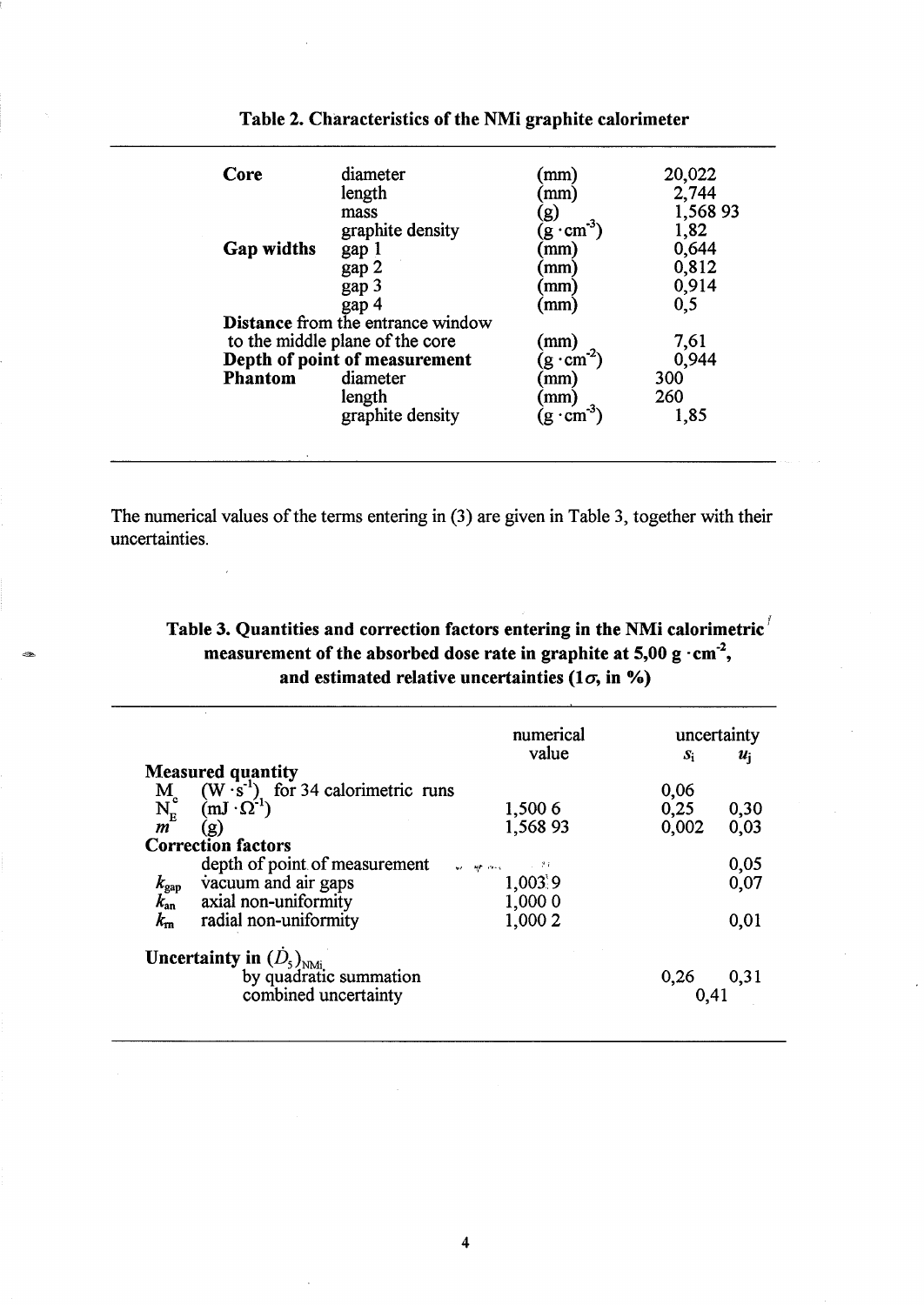**Table 2. Characteristics of the NMi graphite calorimeter**

| | | | |
|---|---|---|---|
| **Core** | diameter | (mm) | 20,022 |
| | length | (mm) | 2,744 |
| | mass | (g) | 1,568 93 |
| | graphite density | ($g \cdot cm^{-3}$) | 1,82 |
| **Gap widths** | gap 1 | (mm) | 0,644 |
| | gap 2 | (mm) | 0,812 |
| | gap 3 | (mm) | 0,914 |
| | gap 4 | (mm) | 0,5 |
| **Distance** from the entrance window to the middle plane of the core | | (mm) | 7,61 |
| **Depth of point of measurement** | | ($g \cdot cm^{-2}$) | 0,944 |
| **Phantom** | diameter | (mm) | 300 |
| | length | (mm) | 260 |
| | graphite density | ($g \cdot cm^{-3}$) | 1,85 |

The numerical values of the terms entering in (3) are given in Table 3, together with their uncertainties.

**Table 3. Quantities and correction factors entering in the NMi calorimetric measurement of the absorbed dose rate in graphite at 5,00 g $\cdot$ cm$^{-2}$, and estimated relative uncertainties (1$\sigma$, in %)**

| | numerical value | uncertainty $s_i$ | $u_j$ |
|---|---|---|---|
| **Measured quantity** | | | |
| $M_c$ ($W \cdot s^{-1}$) for 34 calorimetric runs | | 0,06 | |
| $N_E$ ($mJ \cdot \Omega^{-1}$) | 1,500 6 | 0,25 | 0,30 |
| $m$ (g) | 1,568 93 | 0,002 | 0,03 |
| **Correction factors** | | | |
| depth of point of measurement | | | 0,05 |
| $k_{gap}$ vacuum and air gaps | 1,003 9 | | 0,07 |
| $k_{an}$ axial non-uniformity | 1,000 0 | | |
| $k_{rn}$ radial non-uniformity | 1,000 2 | | 0,01 |
| **Uncertainty in** $(\dot{D}_5)_{NMi}$ | | | |
| by quadratic summation | | 0,26 | 0,31 |
| combined uncertainty | | 0,41 | |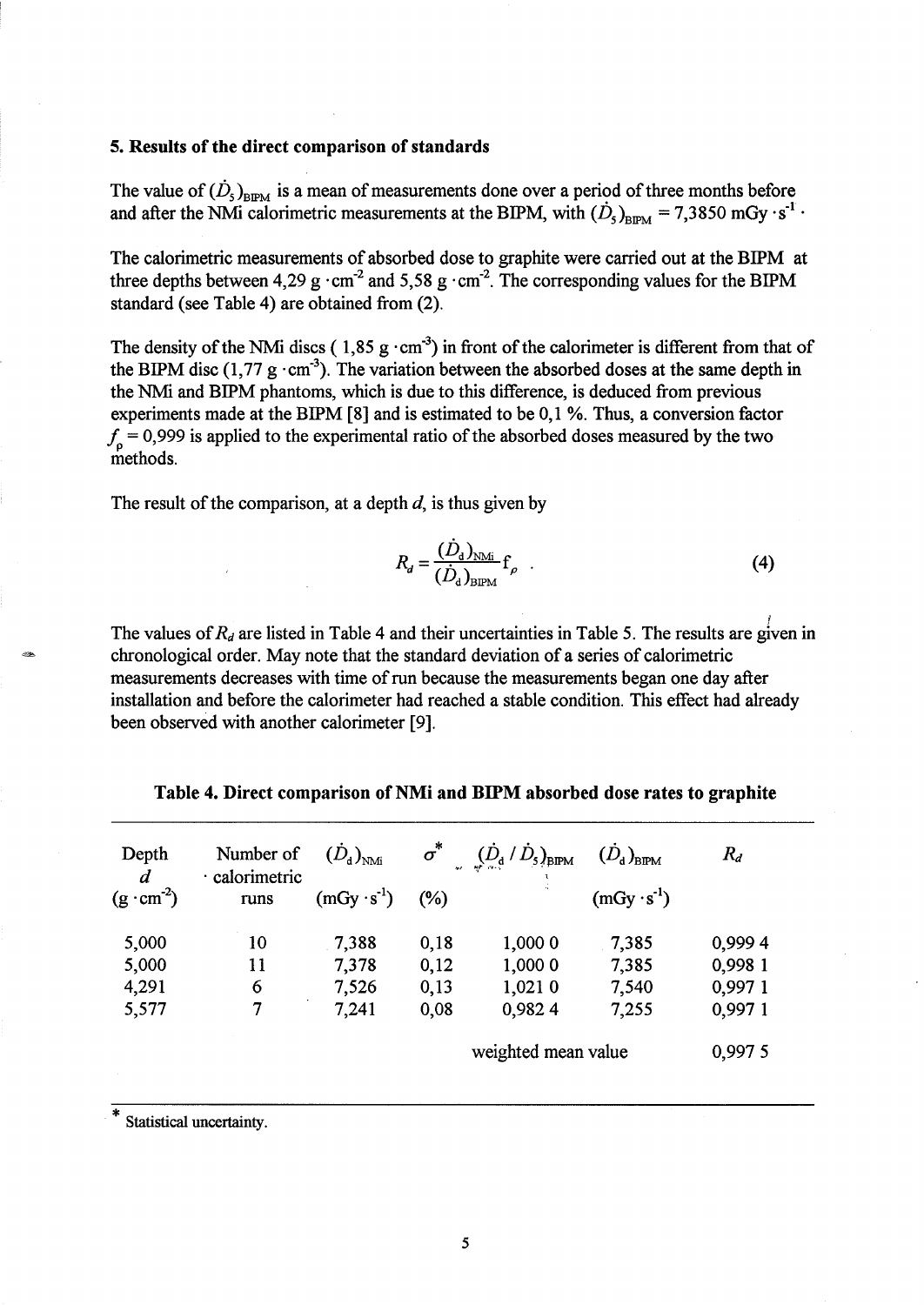### 5. Results of the direct comparison of standards

The value of $(\dot{D}_5)_{\mathrm{BIPM}}$ is a mean of measurements done over a period of three months before and after the NMi calorimetric measurements at the BIPM, with $(\dot{D}_5)_{\mathrm{BIPM}} = 7{,}3850\ \mathrm{mGy \cdot s^{-1}}$ ·

The calorimetric measurements of absorbed dose to graphite were carried out at the BIPM at three depths between $4{,}29\ \mathrm{g \cdot cm^{-2}}$ and $5{,}58\ \mathrm{g \cdot cm^{-2}}$. The corresponding values for the BIPM standard (see Table 4) are obtained from (2).

The density of the NMi discs ( $1{,}85\ \mathrm{g \cdot cm^{-3}}$) in front of the calorimeter is different from that of the BIPM disc ($1{,}77\ \mathrm{g \cdot cm^{-3}}$). The variation between the absorbed doses at the same depth in the NMi and BIPM phantoms, which is due to this difference, is deduced from previous experiments made at the BIPM [8] and is estimated to be 0,1 %. Thus, a conversion factor $f_\rho = 0{,}999$ is applied to the experimental ratio of the absorbed doses measured by the two methods.

The result of the comparison, at a depth $d$, is thus given by

$$R_d = \frac{(\dot{D}_\mathrm{d})_{\mathrm{NMi}}}{(\dot{D}_\mathrm{d})_{\mathrm{BIPM}}} \mathrm{f}_\rho \ . \tag{4}$$

The values of $R_d$ are listed in Table 4 and their uncertainties in Table 5. The results are given in chronological order. May note that the standard deviation of a series of calorimetric measurements decreases with time of run because the measurements began one day after installation and before the calorimeter had reached a stable condition. This effect had already been observed with another calorimeter [9].

**Table 4. Direct comparison of NMi and BIPM absorbed dose rates to graphite**

| Depth $d$ ($\mathrm{g \cdot cm^{-2}}$) | Number of calorimetric runs | $(\dot{D}_\mathrm{d})_{\mathrm{NMi}}$ ($\mathrm{mGy \cdot s^{-1}}$) | $\sigma^*$ (%) | $(\dot{D}_\mathrm{d} / \dot{D}_5)_{\mathrm{BIPM}}$ | $(\dot{D}_\mathrm{d})_{\mathrm{BIPM}}$ ($\mathrm{mGy \cdot s^{-1}}$) | $R_d$ |
|---|---|---|---|---|---|---|
| 5,000 | 10 | 7,388 | 0,18 | 1,000 0 | 7,385 | 0,999 4 |
| 5,000 | 11 | 7,378 | 0,12 | 1,000 0 | 7,385 | 0,998 1 |
| 4,291 | 6 | 7,526 | 0,13 | 1,021 0 | 7,540 | 0,997 1 |
| 5,577 | 7 | 7,241 | 0,08 | 0,982 4 | 7,255 | 0,997 1 |
| | | | | weighted mean value | | 0,997 5 |

\* Statistical uncertainty.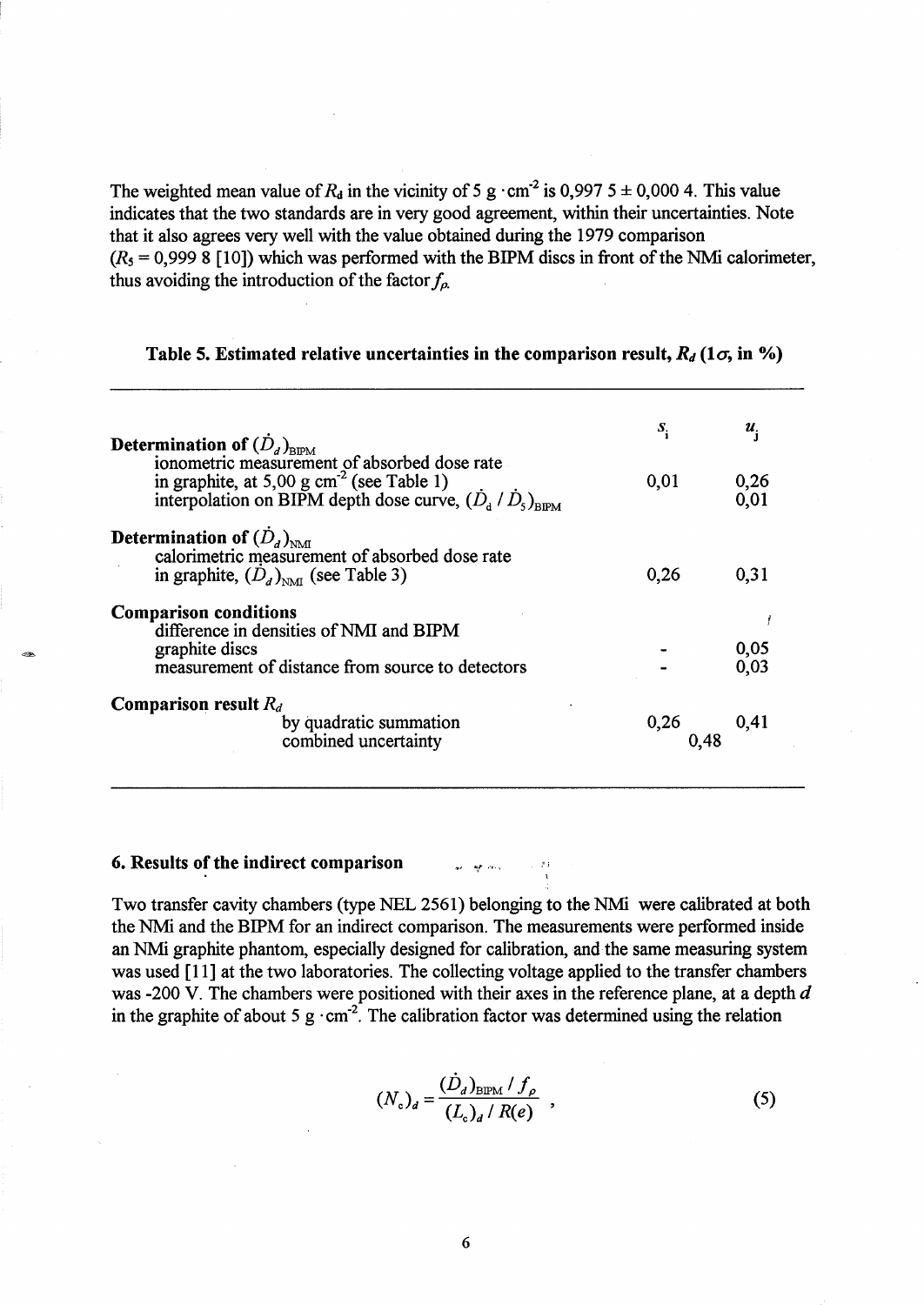The weighted mean value of $R_d$ in the vicinity of 5 g · cm$^{-2}$ is 0,997 5 ± 0,000 4. This value indicates that the two standards are in very good agreement, within their uncertainties. Note that it also agrees very well with the value obtained during the 1979 comparison ($R_5$ = 0,999 8 [10]) which was performed with the BIPM discs in front of the NMi calorimeter, thus avoiding the introduction of the factor $f_\rho$.

**Table 5. Estimated relative uncertainties in the comparison result, $R_d$ (1$\sigma$, in %)**

| | $s_i$ | $u_j$ |
|---|---|---|
| **Determination of $(\dot{D}_d)_{\mathrm{BIPM}}$** | | |
| ionometric measurement of absorbed dose rate in graphite, at 5,00 g cm$^{-2}$ (see Table 1) | 0,01 | 0,26 |
| interpolation on BIPM depth dose curve, $(\dot{D}_d / \dot{D}_5)_{\mathrm{BIPM}}$ | | 0,01 |
| **Determination of $(\dot{D}_d)_{\mathrm{NMI}}$** | | |
| calorimetric measurement of absorbed dose rate in graphite, $(\dot{D}_d)_{\mathrm{NMI}}$ (see Table 3) | 0,26 | 0,31 |
| **Comparison conditions** | | |
| difference in densities of NMI and BIPM graphite discs | - | 0,05 |
| measurement of distance from source to detectors | - | 0,03 |
| **Comparison result $R_d$** | | |
| by quadratic summation | 0,26 | 0,41 |
| combined uncertainty | 0,48 | |

## 6. Results of the indirect comparison

Two transfer cavity chambers (type NEL 2561) belonging to the NMi were calibrated at both the NMi and the BIPM for an indirect comparison. The measurements were performed inside an NMi graphite phantom, especially designed for calibration, and the same measuring system was used [11] at the two laboratories. The collecting voltage applied to the transfer chambers was -200 V. The chambers were positioned with their axes in the reference plane, at a depth $d$ in the graphite of about 5 g · cm$^{-2}$. The calibration factor was determined using the relation

$$(N_c)_d = \frac{(\dot{D}_d)_{\mathrm{BIPM}} / f_\rho}{(L_c)_d / R(e)} \,, \tag{5}$$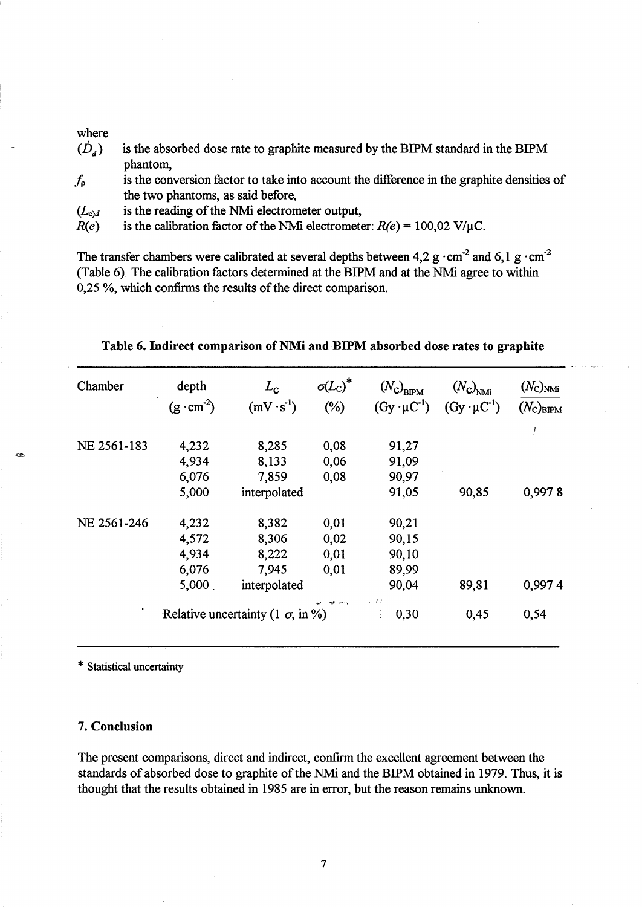where

$(\dot{D}_d)$ is the absorbed dose rate to graphite measured by the BIPM standard in the BIPM phantom,

$f_\rho$ is the conversion factor to take into account the difference in the graphite densities of the two phantoms, as said before,

$(L_c)_d$ is the reading of the NMi electrometer output,

$R(e)$ is the calibration factor of the NMi electrometer: $R(e)$ = 100,02 V/μC.

The transfer chambers were calibrated at several depths between 4,2 g · cm$^{-2}$ and 6,1 g · cm$^{-2}$ (Table 6). The calibration factors determined at the BIPM and at the NMi agree to within 0,25 %, which confirms the results of the direct comparison.

**Table 6. Indirect comparison of NMi and BIPM absorbed dose rates to graphite**

| Chamber | depth (g · cm$^{-2}$) | $L_C$ (mV · s$^{-1}$) | $\sigma(L_C)$* (%) | $(N_C)_{BIPM}$ (Gy · μC$^{-1}$) | $(N_C)_{NMi}$ (Gy · μC$^{-1}$) | $\frac{(N_C)_{NMi}}{(N_C)_{BIPM}}$ |
|---|---|---|---|---|---|---|
| NE 2561-183 | 4,232 | 8,285 | 0,08 | 91,27 | | |
| | 4,934 | 8,133 | 0,06 | 91,09 | | |
| | 6,076 | 7,859 | 0,08 | 90,97 | | |
| | 5,000 | interpolated | | 91,05 | 90,85 | 0,997 8 |
| NE 2561-246 | 4,232 | 8,382 | 0,01 | 90,21 | | |
| | 4,572 | 8,306 | 0,02 | 90,15 | | |
| | 4,934 | 8,222 | 0,01 | 90,10 | | |
| | 6,076 | 7,945 | 0,01 | 89,99 | | |
| | 5,000 | interpolated | | 90,04 | 89,81 | 0,997 4 |
| | Relative uncertainty (1 σ, in %) | | | 0,30 | 0,45 | 0,54 |

\* Statistical uncertainty

## 7. Conclusion

The present comparisons, direct and indirect, confirm the excellent agreement between the standards of absorbed dose to graphite of the NMi and the BIPM obtained in 1979. Thus, it is thought that the results obtained in 1985 are in error, but the reason remains unknown.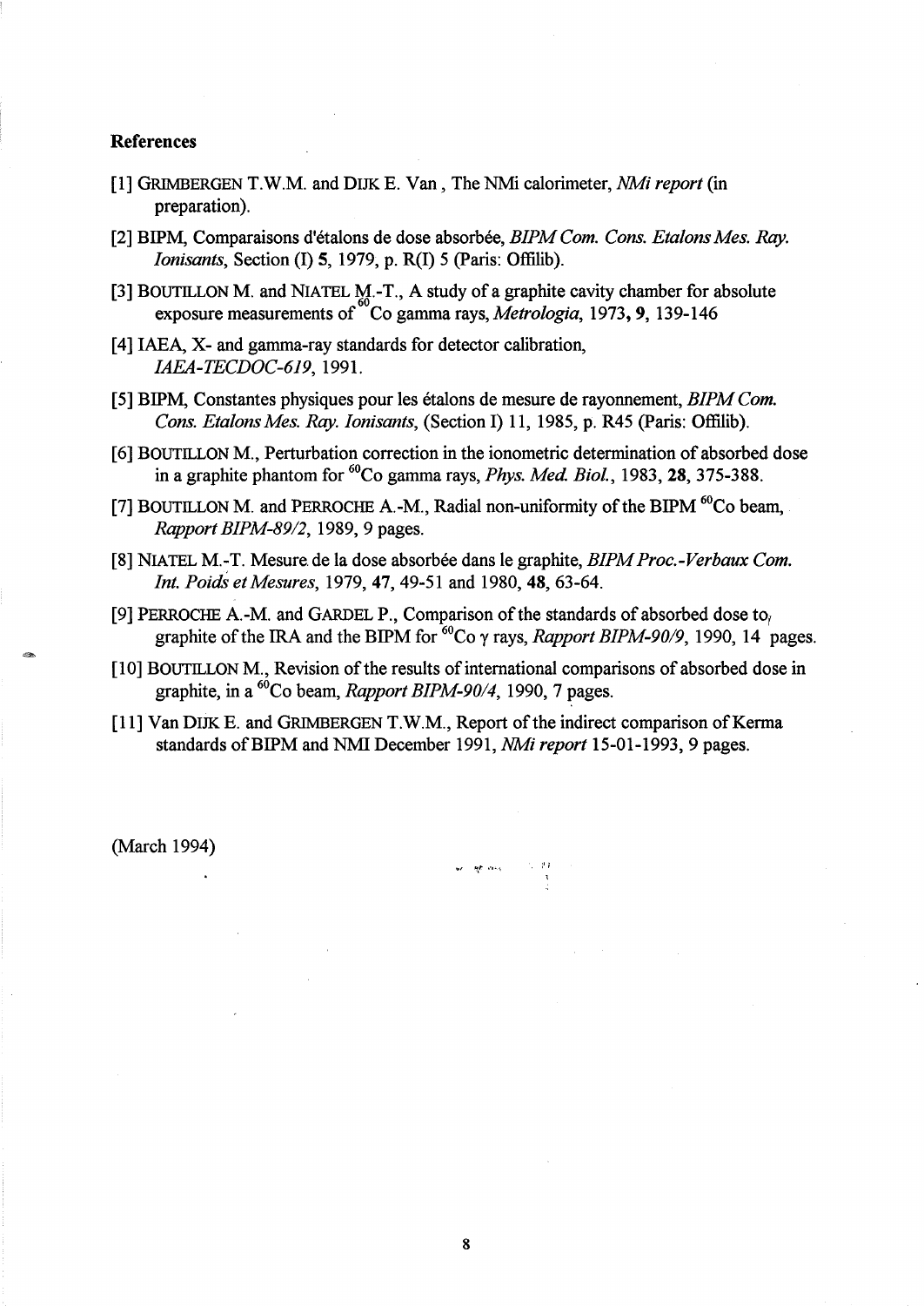## References

[1] GRIMBERGEN T.W.M. and DIJK E. Van , The NMi calorimeter, *NMi report* (in preparation).

[2] BIPM, Comparaisons d'étalons de dose absorbée, *BIPM Com. Cons. Etalons Mes. Ray. Ionisants*, Section (I) **5**, 1979, p. R(I) 5 (Paris: Offilib).

[3] BOUTILLON M. and NIATEL M.-T., A study of a graphite cavity chamber for absolute exposure measurements of $^{60}$Co gamma rays, *Metrologia*, 1973, **9**, 139-146

[4] IAEA, X- and gamma-ray standards for detector calibration, *IAEA-TECDOC-619*, 1991.

[5] BIPM, Constantes physiques pour les étalons de mesure de rayonnement, *BIPM Com. Cons. Etalons Mes. Ray. Ionisants*, (Section I) 11, 1985, p. R45 (Paris: Offilib).

[6] BOUTILLON M., Perturbation correction in the ionometric determination of absorbed dose in a graphite phantom for $^{60}$Co gamma rays, *Phys. Med. Biol.*, 1983, **28**, 375-388.

[7] BOUTILLON M. and PERROCHE A.-M., Radial non-uniformity of the BIPM $^{60}$Co beam, *Rapport BIPM-89/2*, 1989, 9 pages.

[8] NIATEL M.-T. Mesure de la dose absorbée dans le graphite, *BIPM Proc.-Verbaux Com. Int. Poids et Mesures*, 1979, **47**, 49-51 and 1980, **48**, 63-64.

[9] PERROCHE A.-M. and GARDEL P., Comparison of the standards of absorbed dose to graphite of the IRA and the BIPM for $^{60}$Co $\gamma$ rays, *Rapport BIPM-90/9*, 1990, 14 pages.

[10] BOUTILLON M., Revision of the results of international comparisons of absorbed dose in graphite, in a $^{60}$Co beam, *Rapport BIPM-90/4*, 1990, 7 pages.

[11] Van DIJK E. and GRIMBERGEN T.W.M., Report of the indirect comparison of Kerma standards of BIPM and NMI December 1991, *NMi report* 15-01-1993, 9 pages.

(March 1994)